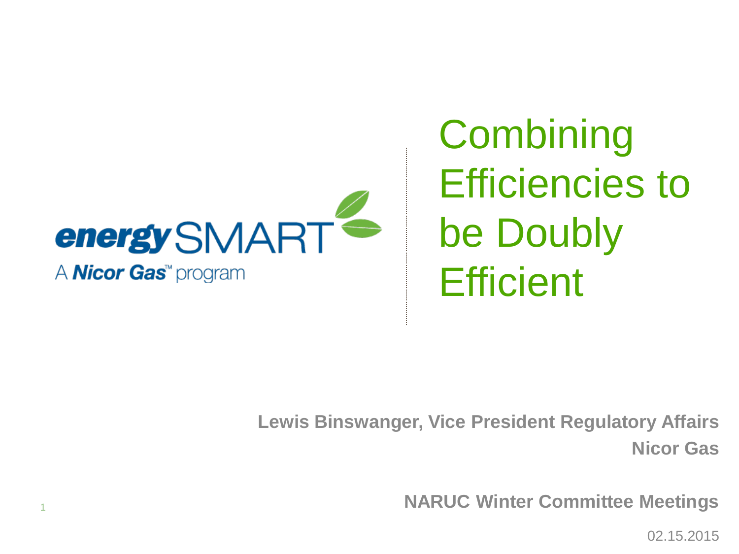energySMART

A Nicor Gas™ program

# Combining Efficiencies to be Doubly Efficient

**Lewis Binswanger, Vice President Regulatory Affairs**
**Nicor Gas**

**NARUC Winter Committee Meetings**

02.15.2015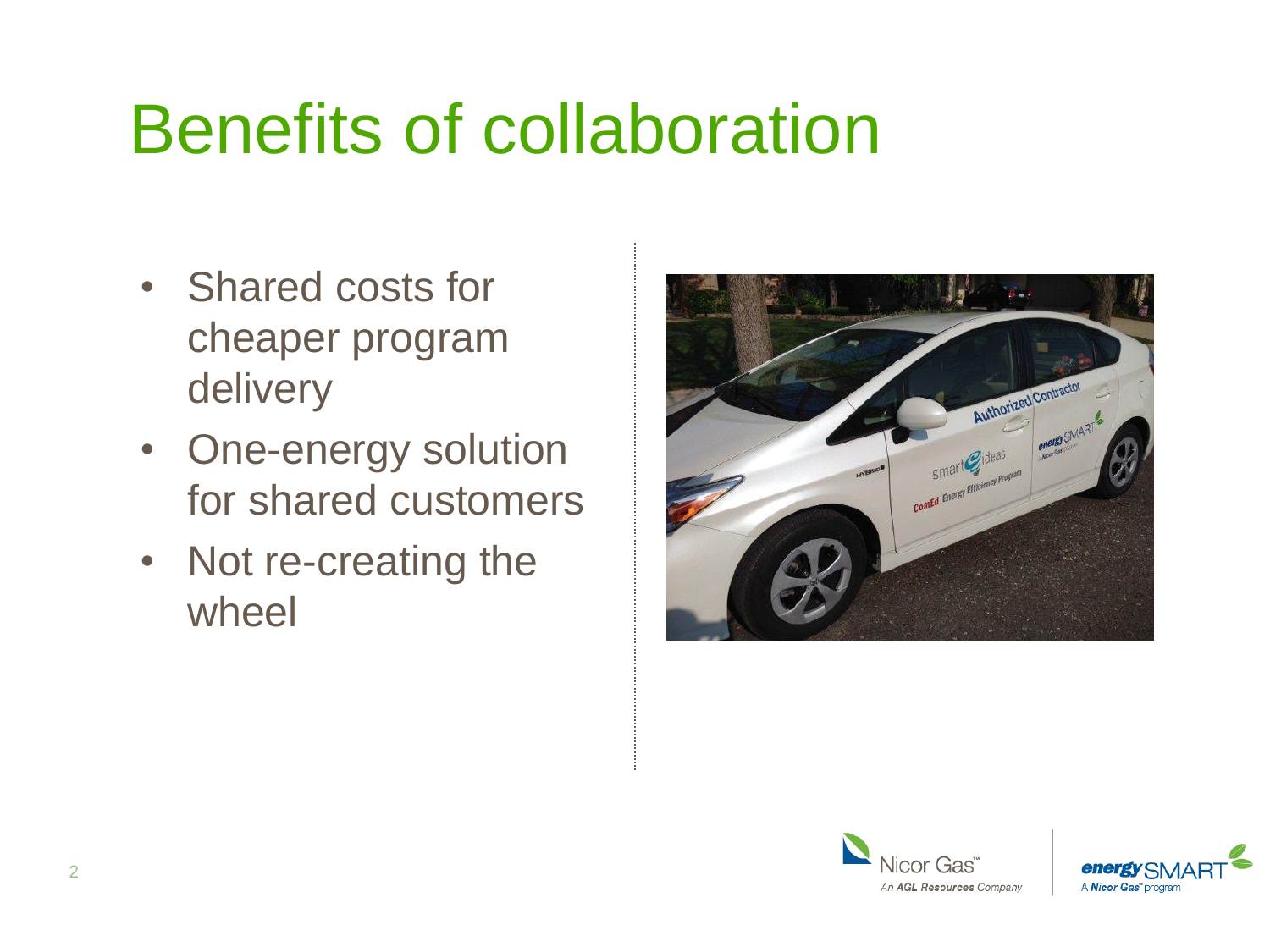# Benefits of collaboration

- Shared costs for cheaper program delivery
- One-energy solution for shared customers
- Not re-creating the wheel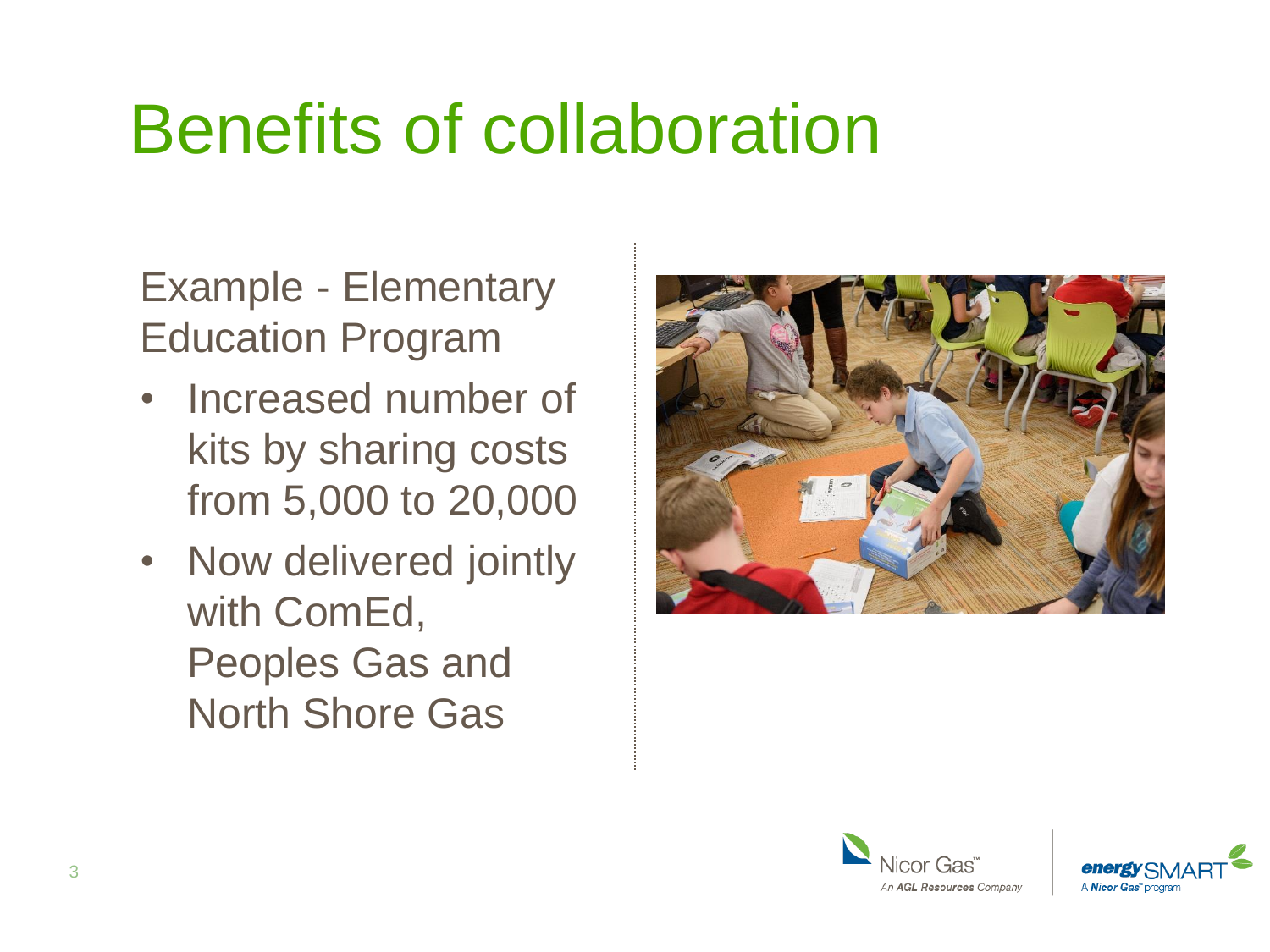# Benefits of collaboration

Example - Elementary Education Program

- Increased number of kits by sharing costs from 5,000 to 20,000
- Now delivered jointly with ComEd, Peoples Gas and North Shore Gas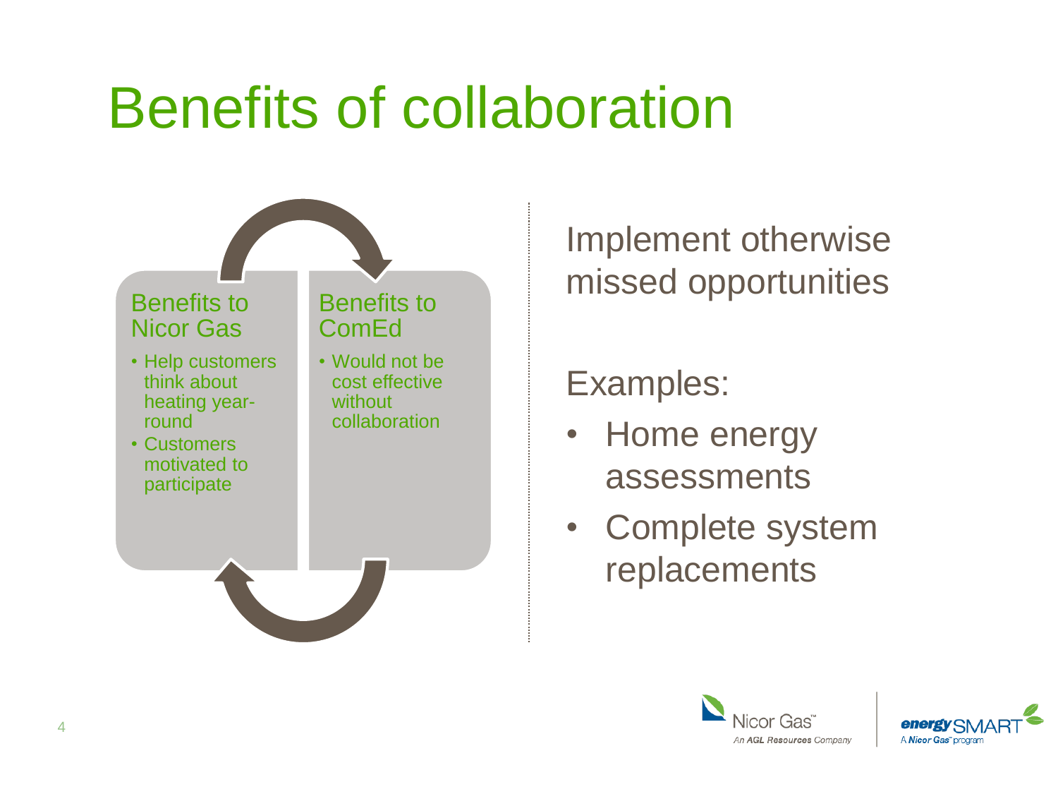# Benefits of collaboration

**Benefits to Nicor Gas**

- Help customers think about heating year-round
- Customers motivated to participate

**Benefits to ComEd**

- Would not be cost effective without collaboration

Implement otherwise missed opportunities

Examples:

- Home energy assessments
- Complete system replacements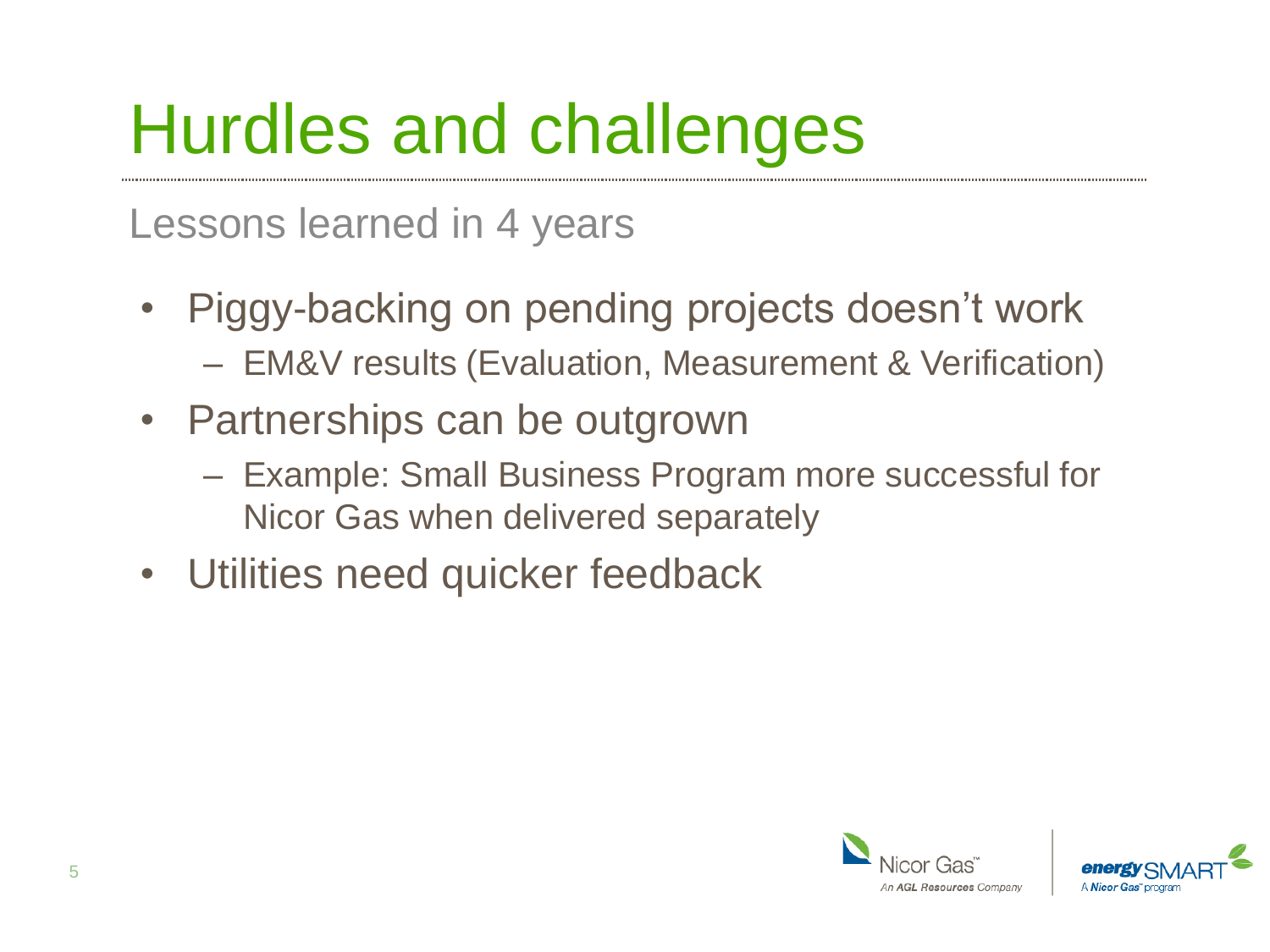# Hurdles and challenges

## Lessons learned in 4 years

- Piggy-backing on pending projects doesn't work
  - EM&V results (Evaluation, Measurement & Verification)
- Partnerships can be outgrown
  - Example: Small Business Program more successful for Nicor Gas when delivered separately
- Utilities need quicker feedback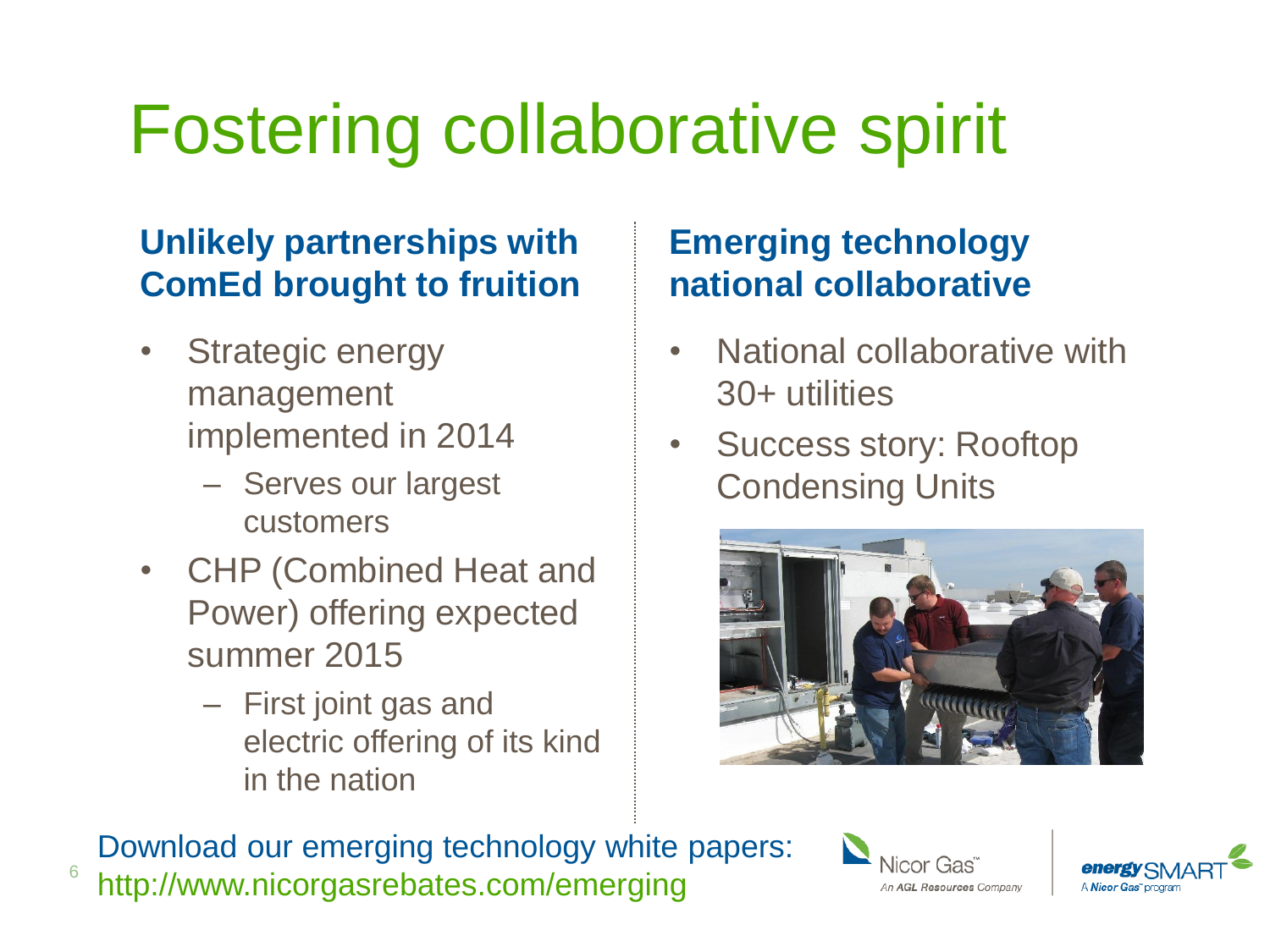# Fostering collaborative spirit

## Unlikely partnerships with ComEd brought to fruition

- Strategic energy management implemented in 2014
  - Serves our largest customers
- CHP (Combined Heat and Power) offering expected summer 2015
  - First joint gas and electric offering of its kind in the nation

## Emerging technology national collaborative

- National collaborative with 30+ utilities
- Success story: Rooftop Condensing Units

Download our emerging technology white papers:
http://www.nicorgasrebates.com/emerging

Nicor Gas™
An AGL Resources Company

energySMART
A Nicor Gas™ program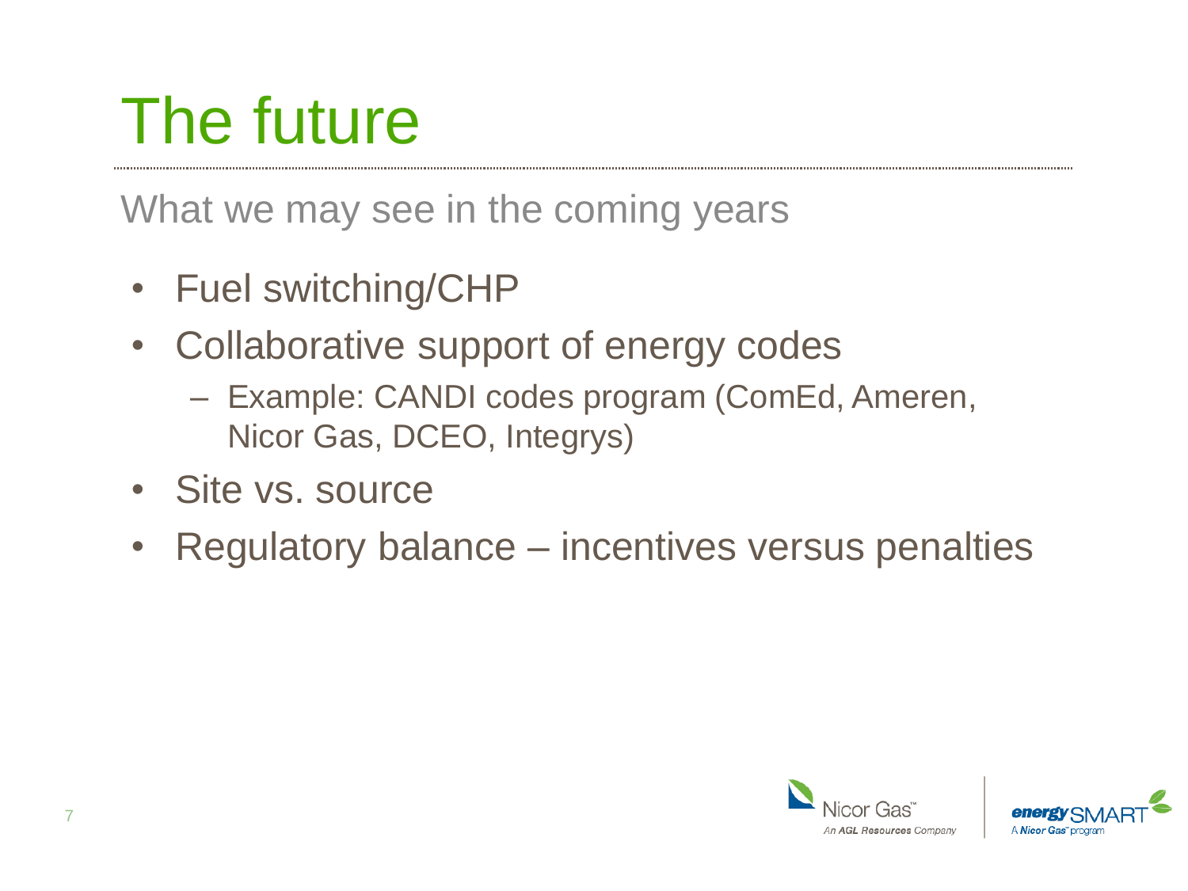# The future

What we may see in the coming years

- Fuel switching/CHP
- Collaborative support of energy codes
  - Example: CANDI codes program (ComEd, Ameren, Nicor Gas, DCEO, Integrys)
- Site vs. source
- Regulatory balance – incentives versus penalties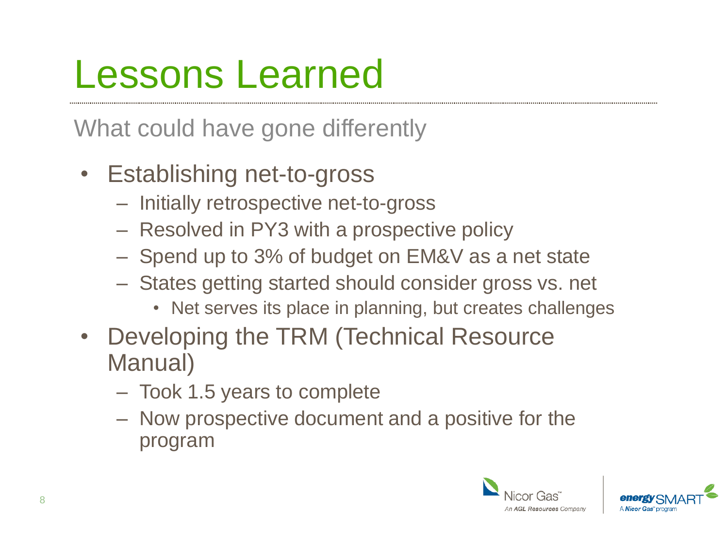# Lessons Learned

## What could have gone differently

- Establishing net-to-gross
  - Initially retrospective net-to-gross
  - Resolved in PY3 with a prospective policy
  - Spend up to 3% of budget on EM&V as a net state
  - States getting started should consider gross vs. net
    - Net serves its place in planning, but creates challenges
- Developing the TRM (Technical Resource Manual)
  - Took 1.5 years to complete
  - Now prospective document and a positive for the program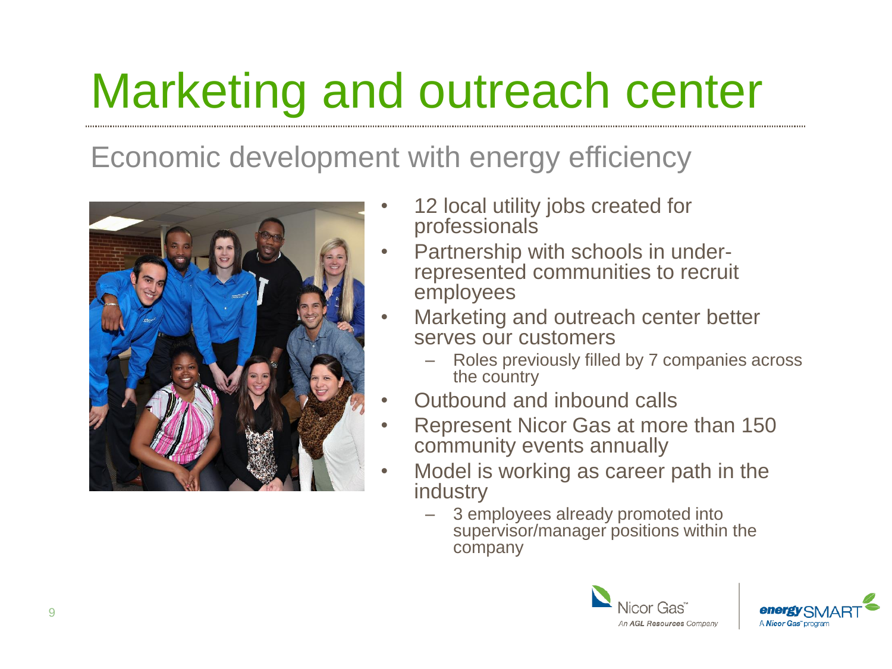# Marketing and outreach center

## Economic development with energy efficiency

- 12 local utility jobs created for professionals
- Partnership with schools in under-represented communities to recruit employees
- Marketing and outreach center better serves our customers
  - Roles previously filled by 7 companies across the country
- Outbound and inbound calls
- Represent Nicor Gas at more than 150 community events annually
- Model is working as career path in the industry
  - 3 employees already promoted into supervisor/manager positions within the company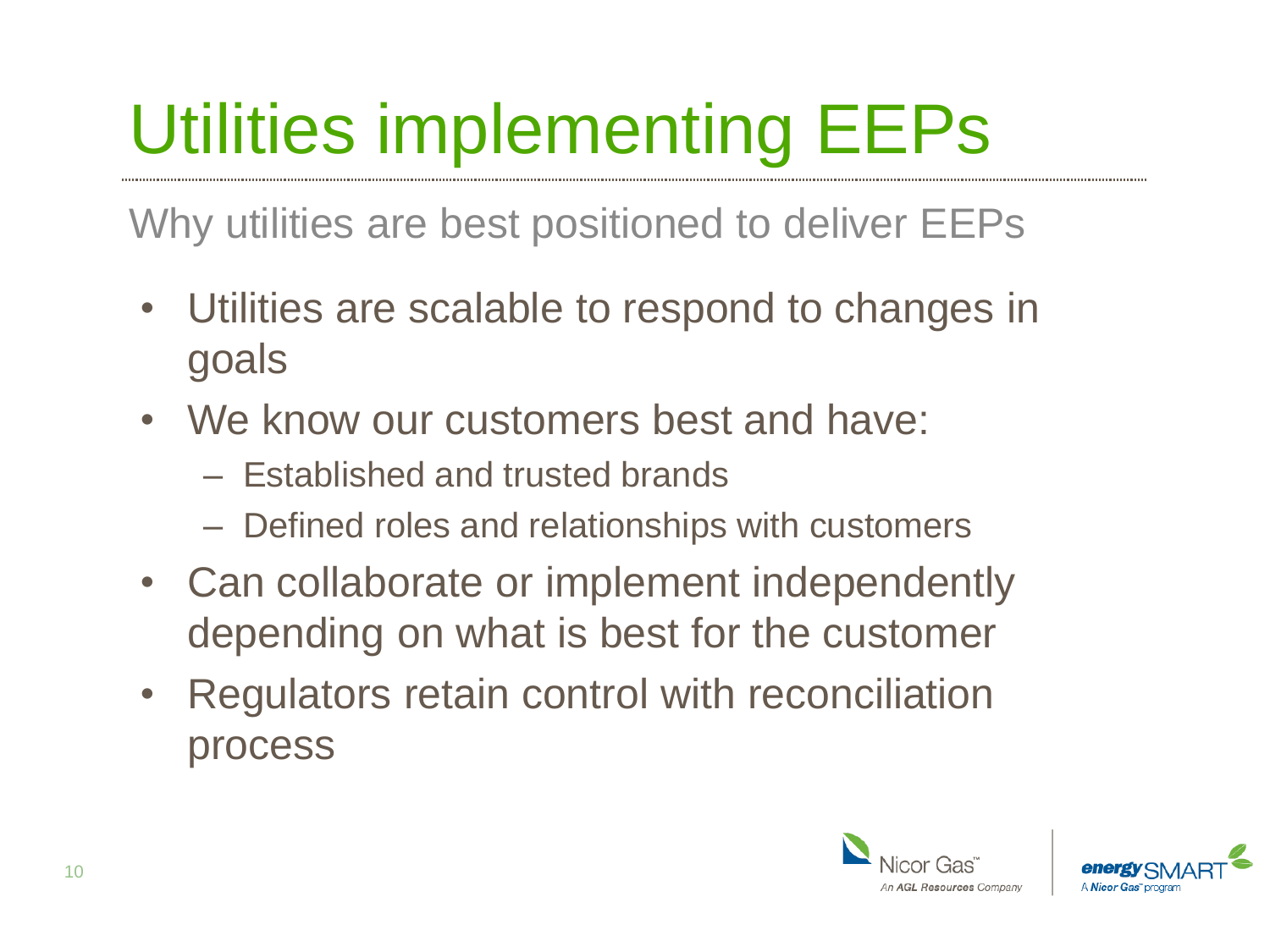# Utilities implementing EEPs

## Why utilities are best positioned to deliver EEPs

- Utilities are scalable to respond to changes in goals
- We know our customers best and have:
  - Established and trusted brands
  - Defined roles and relationships with customers
- Can collaborate or implement independently depending on what is best for the customer
- Regulators retain control with reconciliation process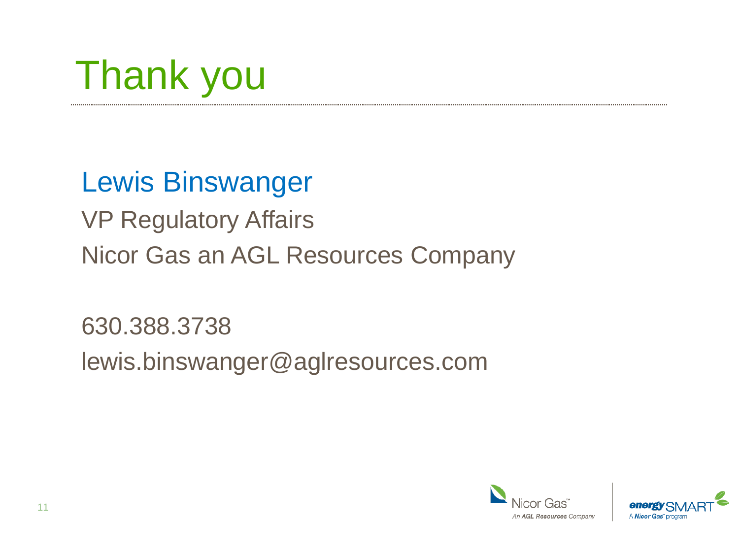# Thank you

Lewis Binswanger

VP Regulatory Affairs

Nicor Gas an AGL Resources Company

630.388.3738

lewis.binswanger@aglresources.com

Nicor Gas™
An AGL Resources Company

energySMART
A Nicor Gas™ program